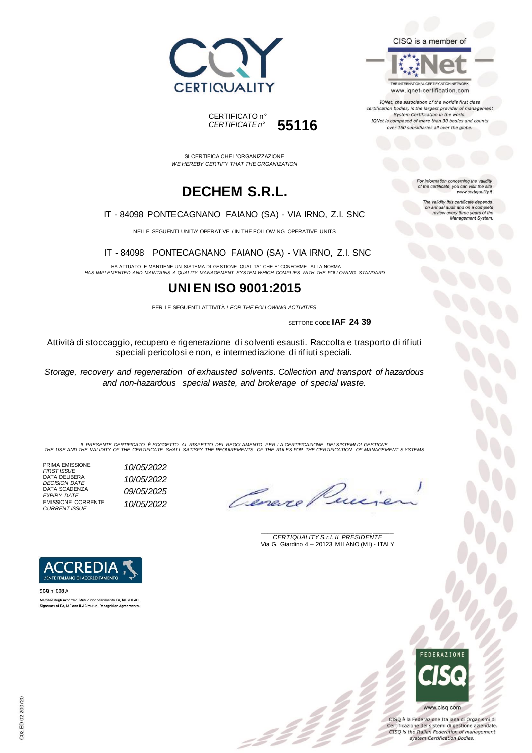CERTIQUALITY

CERTIFICATO n°
*CERTIFICATE n°* **55116**

CISQ is a member of

THE INTERNATIONAL CERTIFICATION NETWORK
www.iqnet-certification.com

*IQNet, the association of the world's first class certification bodies, is the largest provider of management System Certification in the world. IQNet is composed of more than 30 bodies and counts over 150 subsidiaries all over the globe.*

SI CERTIFICA CHE L'ORGANIZZAZIONE
*WE HEREBY CERTIFY THAT THE ORGANIZATION*

# DECHEM S.R.L.

IT - 84098 PONTECAGNANO FAIANO (SA) - VIA IRNO, Z.I. SNC

NELLE SEGUENTI UNITA' OPERATIVE / IN THE FOLLOWING OPERATIVE UNITS

IT - 84098 PONTECAGNANO FAIANO (SA) - VIA IRNO, Z.I. SNC

HA ATTUATO E MANTIENE UN SISTEMA DI GESTIONE QUALITA' CHE E' CONFORME ALLA NORMA
*HAS IMPLEMENTED AND MAINTAINS A QUALITY MANAGEMENT SYSTEM WHICH COMPLIES WITH THE FOLLOWING STANDARD*

# UNI EN ISO 9001:2015

PER LE SEGUENTI ATTIVITÀ / *FOR THE FOLLOWING ACTIVITIES*

SETTORE CODE **IAF 24 39**

Attività di stoccaggio, recupero e rigenerazione di solventi esausti. Raccolta e trasporto di rifiuti speciali pericolosi e non, e intermediazione di rifiuti speciali.

*Storage, recovery and regeneration of exhausted solvents. Collection and transport of hazardous and non-hazardous special waste, and brokerage of special waste.*

*For information concerning the validity of the certificate, you can visit the site www.certiquality.it*

*The validity this certificate depends on annual audit and on a complete review every three years of the Management System.*

*IL PRESENTE CERTIFICATO È SOGGETTO AL RISPETTO DEL REGOLAMENTO PER LA CERTIFICAZIONE DEI SISTEMI DI GESTIONE*
*THE USE AND THE VALIDITY OF THE CERTIFICATE SHALL SATISFY THE REQUIREMENTS OF THE RULES FOR THE CERTIFICATION OF MANAGEMENT SYSTEMS*

| | |
|---|---|
| PRIMA EMISSIONE *FIRST ISSUE* | *10/05/2022* |
| DATA DELIBERA *DECISION DATE* | *10/05/2022* |
| DATA SCADENZA *EXPIRY DATE* | *09/05/2025* |
| EMISSIONE CORRENTE *CURRENT ISSUE* | *10/05/2022* |

*CERTIQUALITY S.r.l. IL PRESIDENTE*
Via G. Giardino 4 – 20123 MILANO (MI) - ITALY

ACCREDIA
L'ENTE ITALIANO DI ACCREDITAMENTO

SGQ n. 008 A
Membro degli Accordi di Mutuo riconoscimento EA, IAF e ILAC.
Signatory of EA, IAF and ILAC Mutual Recognition Agreements.

FEDERAZIONE CISQ
www.cisq.com

CISQ è la Federazione Italiana di Organismi di Certificazione dei sistemi di gestione aziendale.
*CISQ is the Italian Federation of management system Certification Bodies.*

C02 ED 02 200720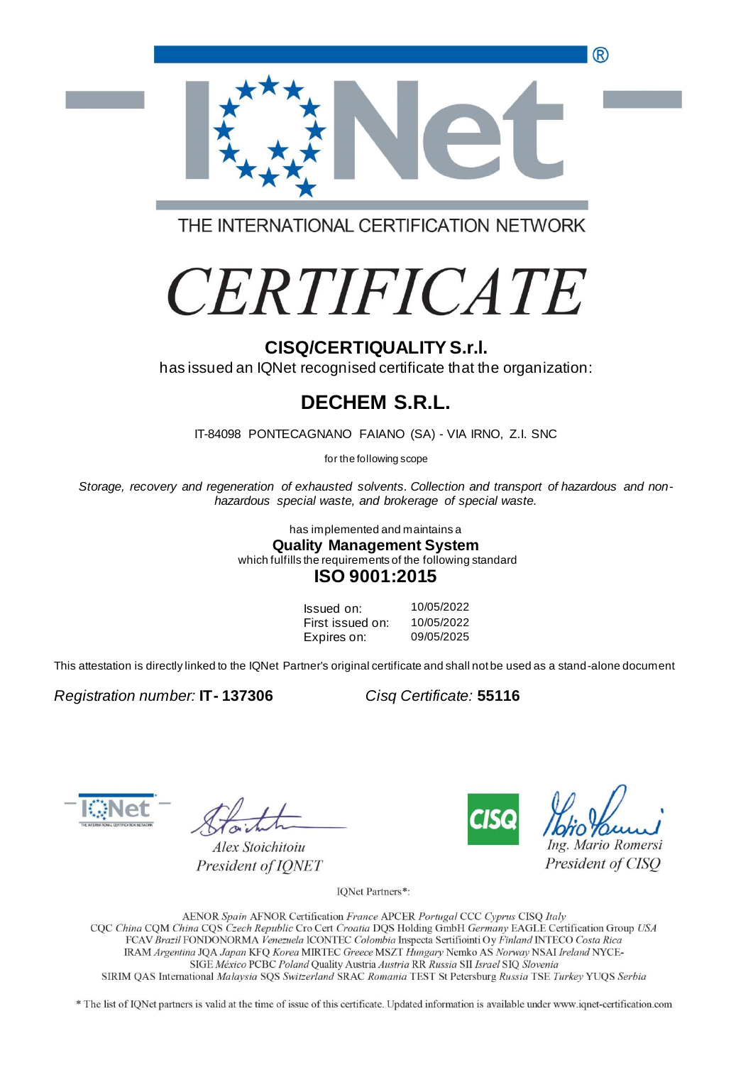THE INTERNATIONAL CERTIFICATION NETWORK

# CERTIFICATE

## CISQ/CERTIQUALITY S.r.l.

has issued an IQNet recognised certificate that the organization:

## DECHEM S.R.L.

IT-84098 PONTECAGNANO FAIANO (SA) - VIA IRNO, Z.I. SNC

for the following scope

*Storage, recovery and regeneration of exhausted solvents. Collection and transport of hazardous and non-hazardous special waste, and brokerage of special waste.*

has implemented and maintains a

**Quality Management System**

which fulfills the requirements of the following standard

**ISO 9001:2015**

| | |
|---|---|
| Issued on: | 10/05/2022 |
| First issued on: | 10/05/2022 |
| Expires on: | 09/05/2025 |

This attestation is directly linked to the IQNet Partner's original certificate and shall not be used as a stand-alone document

*Registration number:* **IT- 137306**

*Cisq Certificate:* **55116**

*Alex Stoichitoiu*
*President of IQNET*

*Ing. Mario Romersi*
*President of CISQ*

IQNet Partners*:

AENOR *Spain* AFNOR Certification *France* APCER *Portugal* CCC *Cyprus* CISQ *Italy*
CQC *China* CQM *China* CQS *Czech Republic* Cro Cert *Croatia* DQS Holding GmbH *Germany* EAGLE Certification Group *USA*
FCAV *Brazil* FONDONORMA *Venezuela* ICONTEC *Colombia* Inspecta Sertifiointi Oy *Finland* INTECO *Costa Rica*
IRAM *Argentina* JQA *Japan* KFQ *Korea* MIRTEC *Greece* MSZT *Hungary* Nemko AS *Norway* NSAI *Ireland* NYCE-SIGE *México* PCBC *Poland* Quality Austria *Austria* RR *Russia* SII *Israel* SIQ *Slovenia*
SIRIM QAS International *Malaysia* SQS *Switzerland* SRAC *Romania* TEST St Petersburg *Russia* TSE *Turkey* YUQS *Serbia*

\* The list of IQNet partners is valid at the time of issue of this certificate. Updated information is available under www.iqnet-certification.com